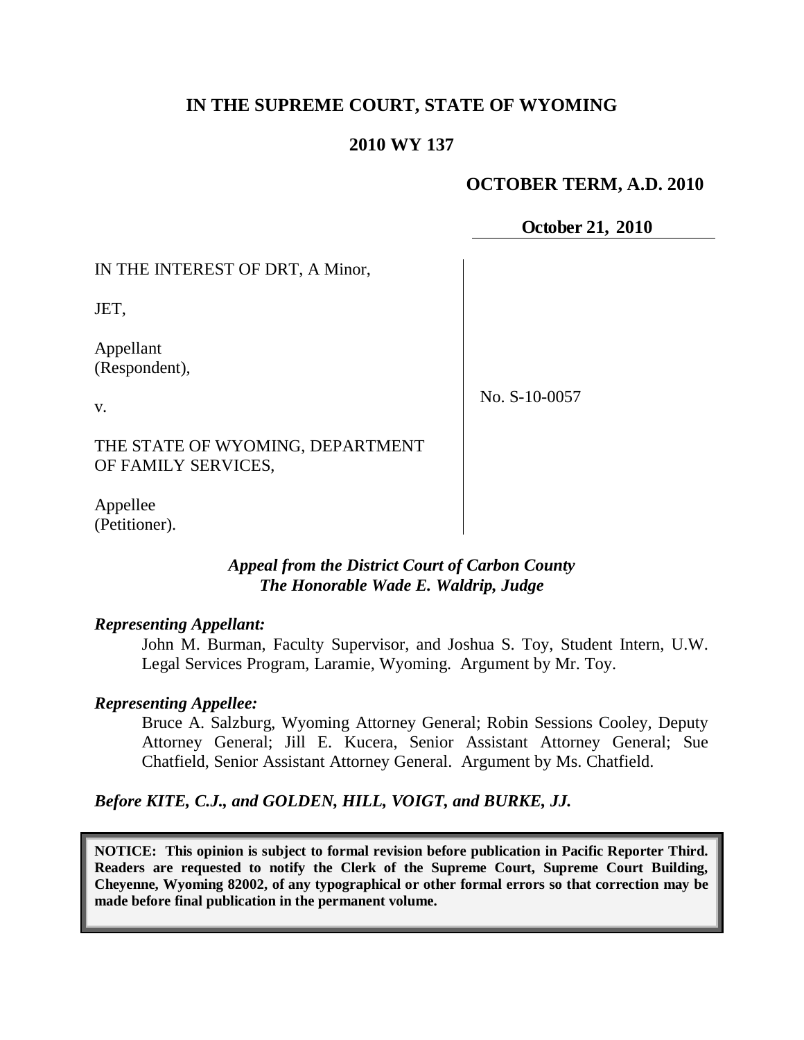# IN THE SUPREME COURT, STATE OF WYOMING

## 2010 WY 137

**OCTOBER TERM, A.D. 2010**

**October 21, 2010**

| | |
|---|---|
| IN THE INTEREST OF DRT, A Minor,<br><br>JET,<br><br>Appellant<br>(Respondent),<br><br>v.<br><br>THE STATE OF WYOMING, DEPARTMENT OF FAMILY SERVICES,<br><br>Appellee<br>(Petitioner). | No. S-10-0057 |

***Appeal from the District Court of Carbon County***
***The Honorable Wade E. Waldrip, Judge***

***Representing Appellant:***

John M. Burman, Faculty Supervisor, and Joshua S. Toy, Student Intern, U.W. Legal Services Program, Laramie, Wyoming. Argument by Mr. Toy.

***Representing Appellee:***

Bruce A. Salzburg, Wyoming Attorney General; Robin Sessions Cooley, Deputy Attorney General; Jill E. Kucera, Senior Assistant Attorney General; Sue Chatfield, Senior Assistant Attorney General. Argument by Ms. Chatfield.

***Before KITE, C.J., and GOLDEN, HILL, VOIGT, and BURKE, JJ.***

**NOTICE: This opinion is subject to formal revision before publication in Pacific Reporter Third. Readers are requested to notify the Clerk of the Supreme Court, Supreme Court Building, Cheyenne, Wyoming 82002, of any typographical or other formal errors so that correction may be made before final publication in the permanent volume.**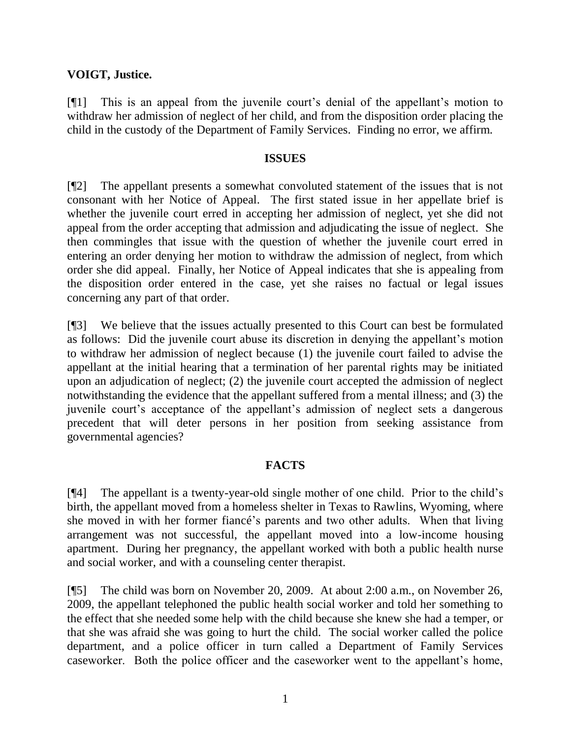**VOIGT, Justice.**

[¶1] This is an appeal from the juvenile court's denial of the appellant's motion to withdraw her admission of neglect of her child, and from the disposition order placing the child in the custody of the Department of Family Services. Finding no error, we affirm.

## ISSUES

[¶2] The appellant presents a somewhat convoluted statement of the issues that is not consonant with her Notice of Appeal. The first stated issue in her appellate brief is whether the juvenile court erred in accepting her admission of neglect, yet she did not appeal from the order accepting that admission and adjudicating the issue of neglect. She then commingles that issue with the question of whether the juvenile court erred in entering an order denying her motion to withdraw the admission of neglect, from which order she did appeal. Finally, her Notice of Appeal indicates that she is appealing from the disposition order entered in the case, yet she raises no factual or legal issues concerning any part of that order.

[¶3] We believe that the issues actually presented to this Court can best be formulated as follows: Did the juvenile court abuse its discretion in denying the appellant's motion to withdraw her admission of neglect because (1) the juvenile court failed to advise the appellant at the initial hearing that a termination of her parental rights may be initiated upon an adjudication of neglect; (2) the juvenile court accepted the admission of neglect notwithstanding the evidence that the appellant suffered from a mental illness; and (3) the juvenile court's acceptance of the appellant's admission of neglect sets a dangerous precedent that will deter persons in her position from seeking assistance from governmental agencies?

## FACTS

[¶4] The appellant is a twenty-year-old single mother of one child. Prior to the child's birth, the appellant moved from a homeless shelter in Texas to Rawlins, Wyoming, where she moved in with her former fiancé's parents and two other adults. When that living arrangement was not successful, the appellant moved into a low-income housing apartment. During her pregnancy, the appellant worked with both a public health nurse and social worker, and with a counseling center therapist.

[¶5] The child was born on November 20, 2009. At about 2:00 a.m., on November 26, 2009, the appellant telephoned the public health social worker and told her something to the effect that she needed some help with the child because she knew she had a temper, or that she was afraid she was going to hurt the child. The social worker called the police department, and a police officer in turn called a Department of Family Services caseworker. Both the police officer and the caseworker went to the appellant's home,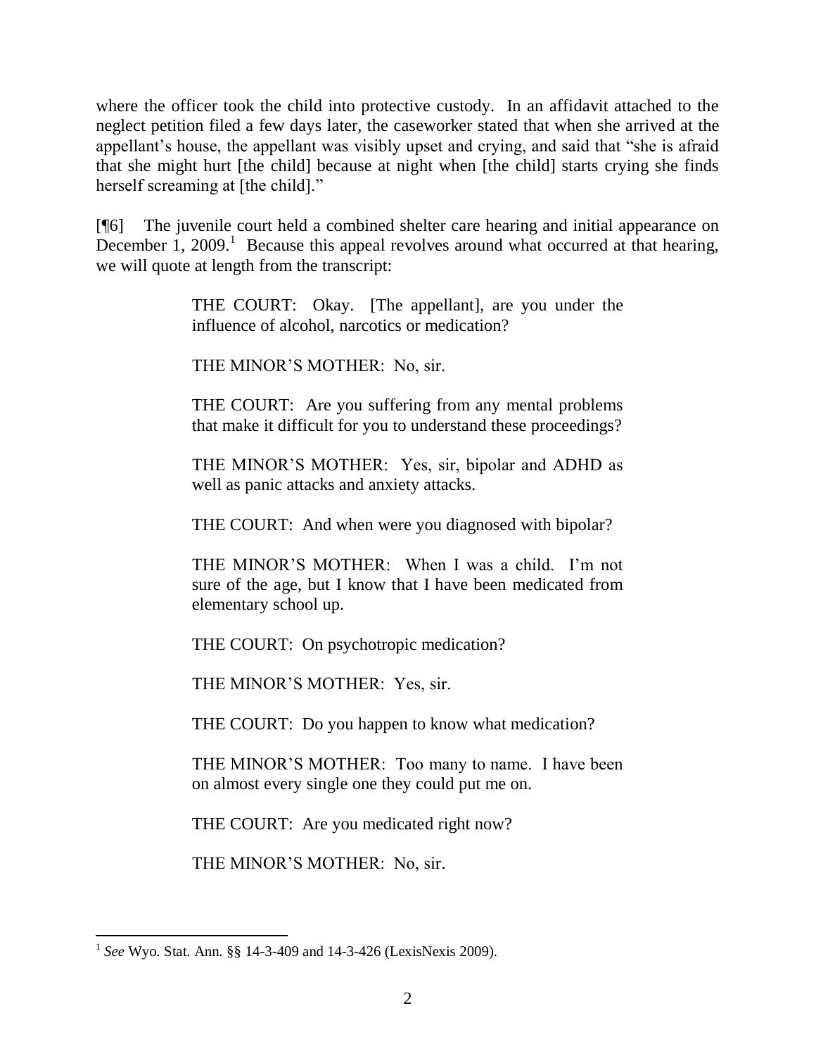where the officer took the child into protective custody. In an affidavit attached to the neglect petition filed a few days later, the caseworker stated that when she arrived at the appellant's house, the appellant was visibly upset and crying, and said that "she is afraid that she might hurt [the child] because at night when [the child] starts crying she finds herself screaming at [the child]."

[¶6] The juvenile court held a combined shelter care hearing and initial appearance on December 1, 2009.[1] Because this appeal revolves around what occurred at that hearing, we will quote at length from the transcript:

> THE COURT: Okay. [The appellant], are you under the influence of alcohol, narcotics or medication?
>
> THE MINOR'S MOTHER: No, sir.
>
> THE COURT: Are you suffering from any mental problems that make it difficult for you to understand these proceedings?
>
> THE MINOR'S MOTHER: Yes, sir, bipolar and ADHD as well as panic attacks and anxiety attacks.
>
> THE COURT: And when were you diagnosed with bipolar?
>
> THE MINOR'S MOTHER: When I was a child. I'm not sure of the age, but I know that I have been medicated from elementary school up.
>
> THE COURT: On psychotropic medication?
>
> THE MINOR'S MOTHER: Yes, sir.
>
> THE COURT: Do you happen to know what medication?
>
> THE MINOR'S MOTHER: Too many to name. I have been on almost every single one they could put me on.
>
> THE COURT: Are you medicated right now?
>
> THE MINOR'S MOTHER: No, sir.

---

[1] *See* Wyo. Stat. Ann. §§ 14-3-409 and 14-3-426 (LexisNexis 2009).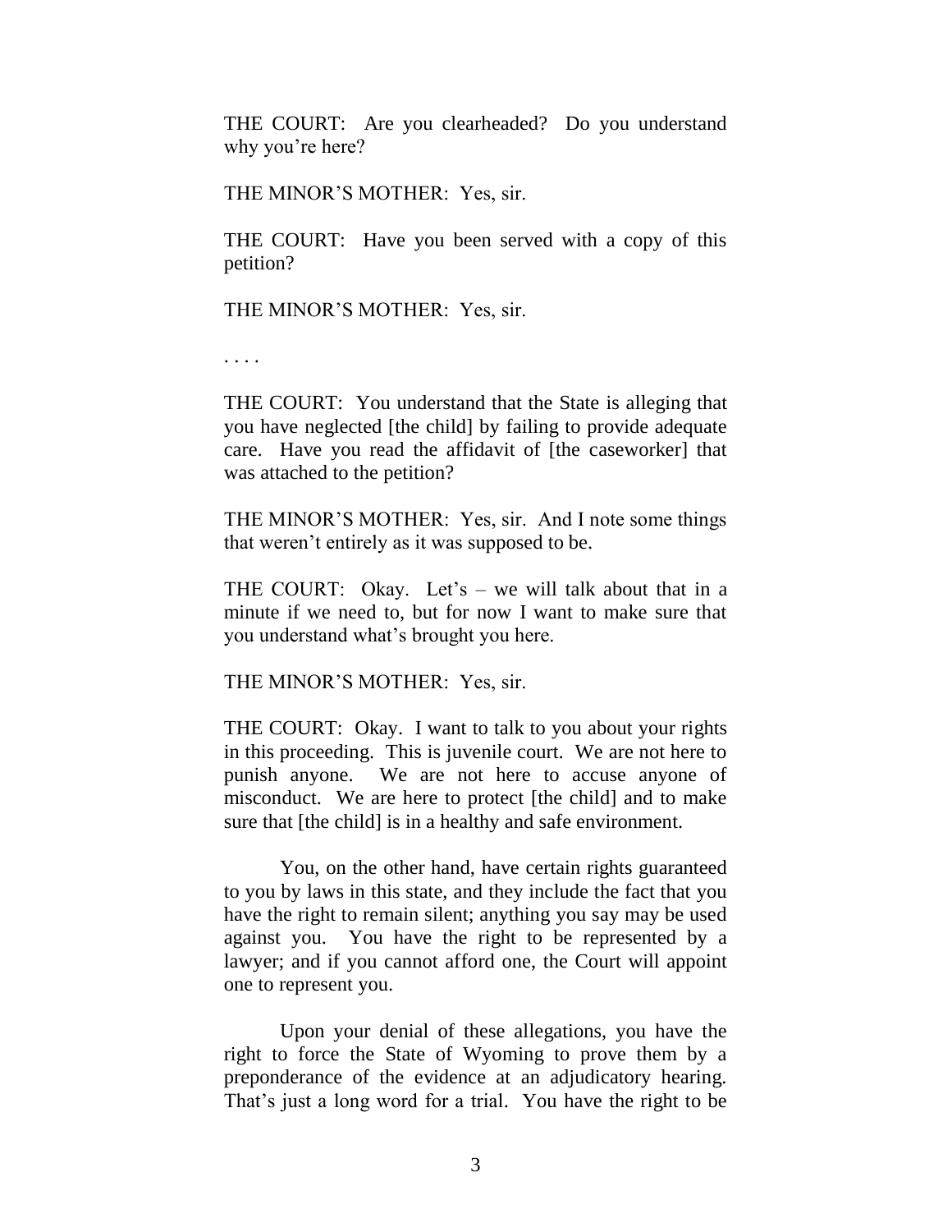THE COURT: Are you clearheaded? Do you understand why you're here?

THE MINOR'S MOTHER: Yes, sir.

THE COURT: Have you been served with a copy of this petition?

THE MINOR'S MOTHER: Yes, sir.

. . . .

THE COURT: You understand that the State is alleging that you have neglected [the child] by failing to provide adequate care. Have you read the affidavit of [the caseworker] that was attached to the petition?

THE MINOR'S MOTHER: Yes, sir. And I note some things that weren't entirely as it was supposed to be.

THE COURT: Okay. Let's – we will talk about that in a minute if we need to, but for now I want to make sure that you understand what's brought you here.

THE MINOR'S MOTHER: Yes, sir.

THE COURT: Okay. I want to talk to you about your rights in this proceeding. This is juvenile court. We are not here to punish anyone. We are not here to accuse anyone of misconduct. We are here to protect [the child] and to make sure that [the child] is in a healthy and safe environment.

You, on the other hand, have certain rights guaranteed to you by laws in this state, and they include the fact that you have the right to remain silent; anything you say may be used against you. You have the right to be represented by a lawyer; and if you cannot afford one, the Court will appoint one to represent you.

Upon your denial of these allegations, you have the right to force the State of Wyoming to prove them by a preponderance of the evidence at an adjudicatory hearing. That's just a long word for a trial. You have the right to be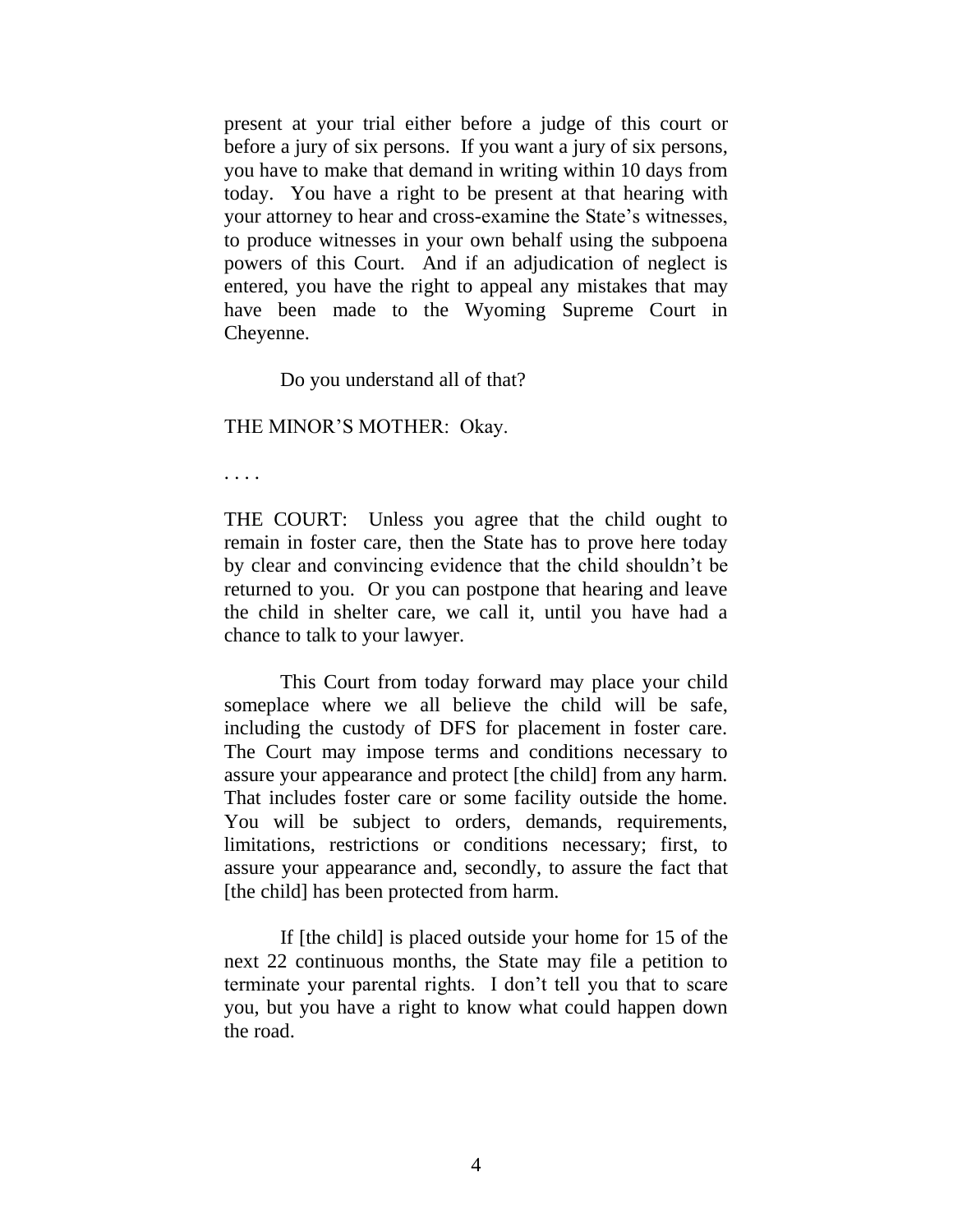present at your trial either before a judge of this court or before a jury of six persons. If you want a jury of six persons, you have to make that demand in writing within 10 days from today. You have a right to be present at that hearing with your attorney to hear and cross-examine the State's witnesses, to produce witnesses in your own behalf using the subpoena powers of this Court. And if an adjudication of neglect is entered, you have the right to appeal any mistakes that may have been made to the Wyoming Supreme Court in Cheyenne.

Do you understand all of that?

THE MINOR'S MOTHER: Okay.

. . . .

THE COURT: Unless you agree that the child ought to remain in foster care, then the State has to prove here today by clear and convincing evidence that the child shouldn't be returned to you. Or you can postpone that hearing and leave the child in shelter care, we call it, until you have had a chance to talk to your lawyer.

This Court from today forward may place your child someplace where we all believe the child will be safe, including the custody of DFS for placement in foster care. The Court may impose terms and conditions necessary to assure your appearance and protect [the child] from any harm. That includes foster care or some facility outside the home. You will be subject to orders, demands, requirements, limitations, restrictions or conditions necessary; first, to assure your appearance and, secondly, to assure the fact that [the child] has been protected from harm.

If [the child] is placed outside your home for 15 of the next 22 continuous months, the State may file a petition to terminate your parental rights. I don't tell you that to scare you, but you have a right to know what could happen down the road.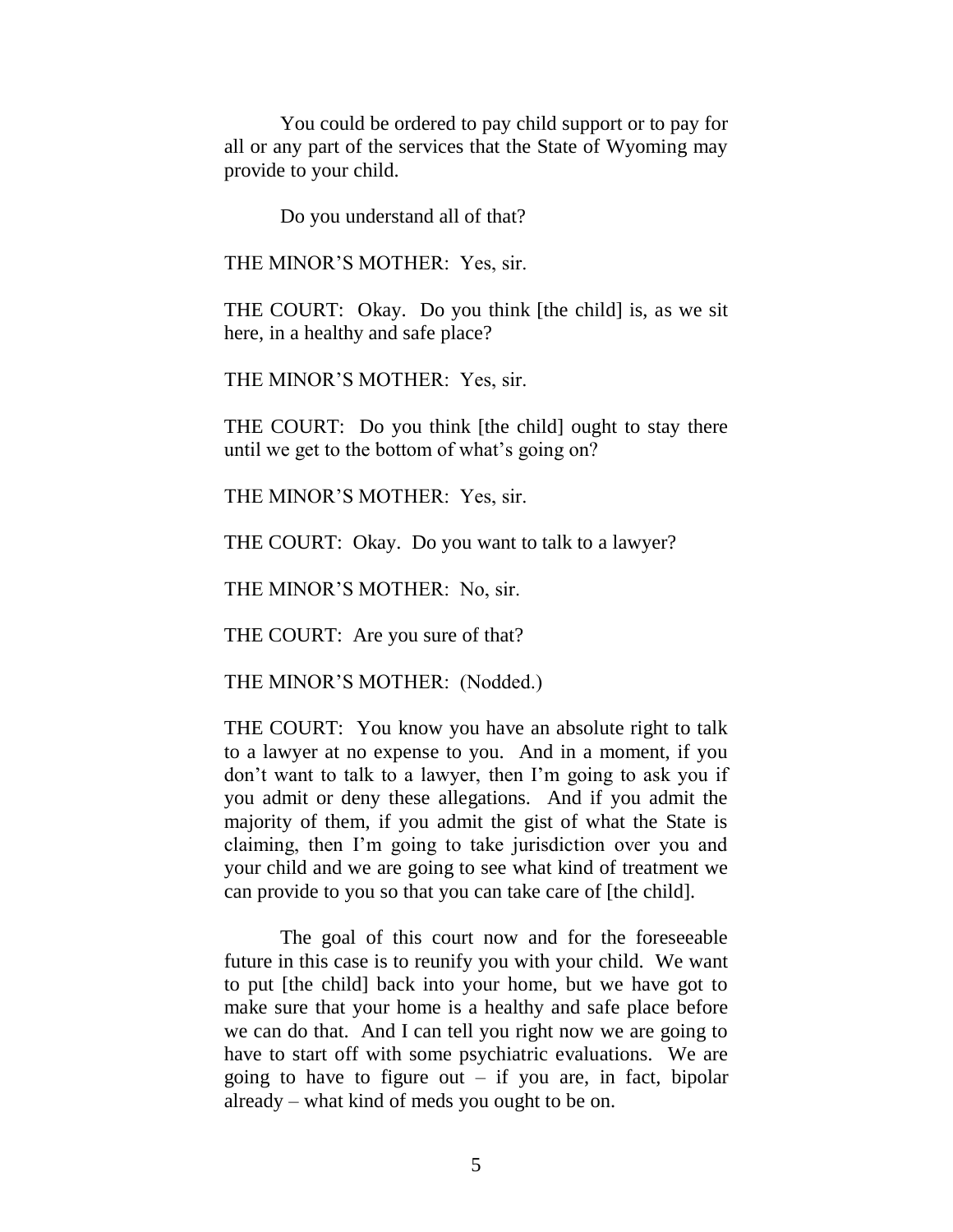You could be ordered to pay child support or to pay for all or any part of the services that the State of Wyoming may provide to your child.

Do you understand all of that?

THE MINOR'S MOTHER: Yes, sir.

THE COURT: Okay. Do you think [the child] is, as we sit here, in a healthy and safe place?

THE MINOR'S MOTHER: Yes, sir.

THE COURT: Do you think [the child] ought to stay there until we get to the bottom of what's going on?

THE MINOR'S MOTHER: Yes, sir.

THE COURT: Okay. Do you want to talk to a lawyer?

THE MINOR'S MOTHER: No, sir.

THE COURT: Are you sure of that?

THE MINOR'S MOTHER: (Nodded.)

THE COURT: You know you have an absolute right to talk to a lawyer at no expense to you. And in a moment, if you don't want to talk to a lawyer, then I'm going to ask you if you admit or deny these allegations. And if you admit the majority of them, if you admit the gist of what the State is claiming, then I'm going to take jurisdiction over you and your child and we are going to see what kind of treatment we can provide to you so that you can take care of [the child].

The goal of this court now and for the foreseeable future in this case is to reunify you with your child. We want to put [the child] back into your home, but we have got to make sure that your home is a healthy and safe place before we can do that. And I can tell you right now we are going to have to start off with some psychiatric evaluations. We are going to have to figure out – if you are, in fact, bipolar already – what kind of meds you ought to be on.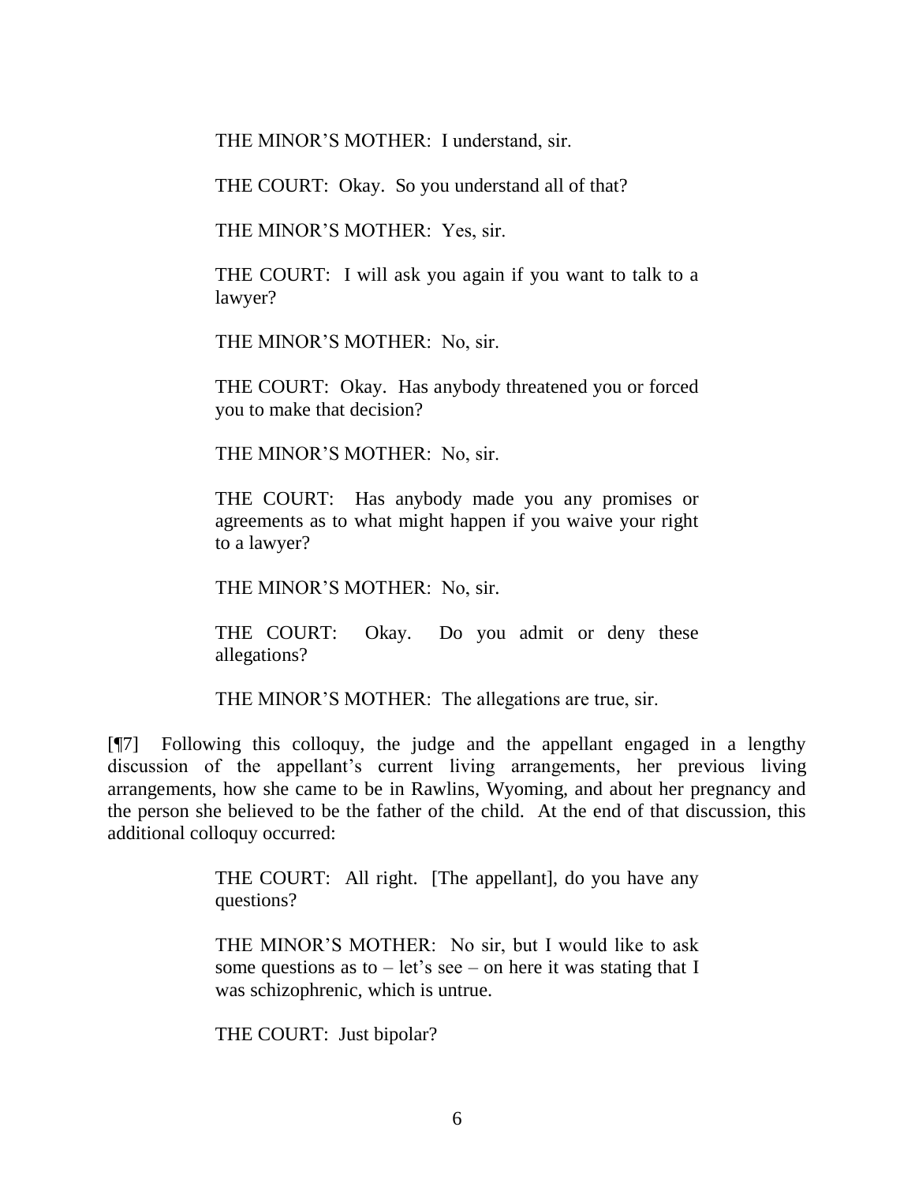> THE MINOR'S MOTHER: I understand, sir.
>
> THE COURT: Okay. So you understand all of that?
>
> THE MINOR'S MOTHER: Yes, sir.
>
> THE COURT: I will ask you again if you want to talk to a lawyer?
>
> THE MINOR'S MOTHER: No, sir.
>
> THE COURT: Okay. Has anybody threatened you or forced you to make that decision?
>
> THE MINOR'S MOTHER: No, sir.
>
> THE COURT: Has anybody made you any promises or agreements as to what might happen if you waive your right to a lawyer?
>
> THE MINOR'S MOTHER: No, sir.
>
> THE COURT: Okay. Do you admit or deny these allegations?
>
> THE MINOR'S MOTHER: The allegations are true, sir.

[¶7] Following this colloquy, the judge and the appellant engaged in a lengthy discussion of the appellant's current living arrangements, her previous living arrangements, how she came to be in Rawlins, Wyoming, and about her pregnancy and the person she believed to be the father of the child. At the end of that discussion, this additional colloquy occurred:

> THE COURT: All right. [The appellant], do you have any questions?
>
> THE MINOR'S MOTHER: No sir, but I would like to ask some questions as to – let's see – on here it was stating that I was schizophrenic, which is untrue.
>
> THE COURT: Just bipolar?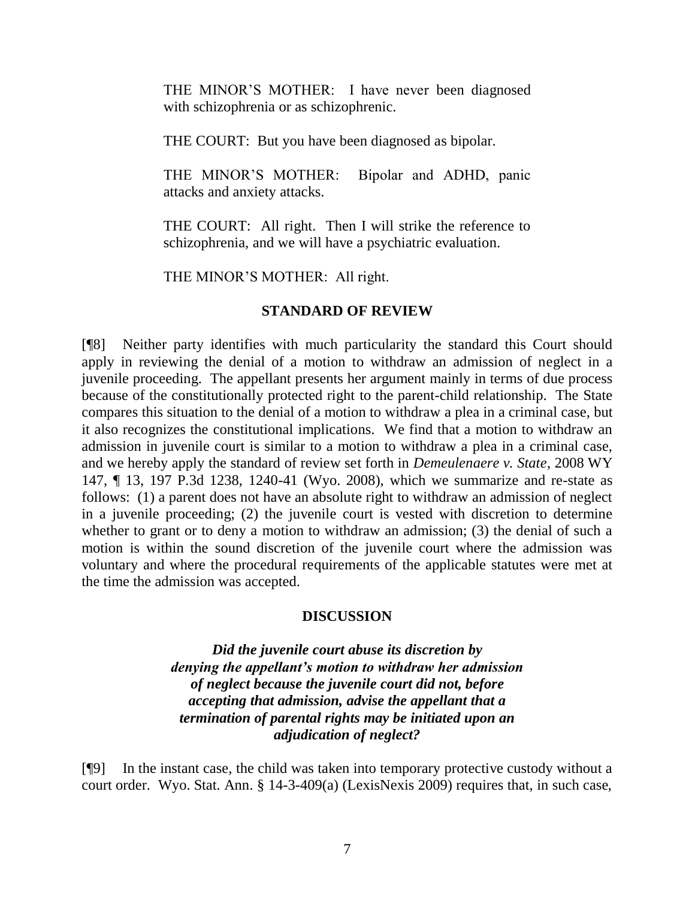THE MINOR'S MOTHER: I have never been diagnosed with schizophrenia or as schizophrenic.

THE COURT: But you have been diagnosed as bipolar.

THE MINOR'S MOTHER: Bipolar and ADHD, panic attacks and anxiety attacks.

THE COURT: All right. Then I will strike the reference to schizophrenia, and we will have a psychiatric evaluation.

THE MINOR'S MOTHER: All right.

## STANDARD OF REVIEW

[¶8] Neither party identifies with much particularity the standard this Court should apply in reviewing the denial of a motion to withdraw an admission of neglect in a juvenile proceeding. The appellant presents her argument mainly in terms of due process because of the constitutionally protected right to the parent-child relationship. The State compares this situation to the denial of a motion to withdraw a plea in a criminal case, but it also recognizes the constitutional implications. We find that a motion to withdraw an admission in juvenile court is similar to a motion to withdraw a plea in a criminal case, and we hereby apply the standard of review set forth in *Demeulenaere v. State*, 2008 WY 147, ¶ 13, 197 P.3d 1238, 1240-41 (Wyo. 2008), which we summarize and re-state as follows: (1) a parent does not have an absolute right to withdraw an admission of neglect in a juvenile proceeding; (2) the juvenile court is vested with discretion to determine whether to grant or to deny a motion to withdraw an admission; (3) the denial of such a motion is within the sound discretion of the juvenile court where the admission was voluntary and where the procedural requirements of the applicable statutes were met at the time the admission was accepted.

## DISCUSSION

***Did the juvenile court abuse its discretion by denying the appellant's motion to withdraw her admission of neglect because the juvenile court did not, before accepting that admission, advise the appellant that a termination of parental rights may be initiated upon an adjudication of neglect?***

[¶9] In the instant case, the child was taken into temporary protective custody without a court order. Wyo. Stat. Ann. § 14-3-409(a) (LexisNexis 2009) requires that, in such case,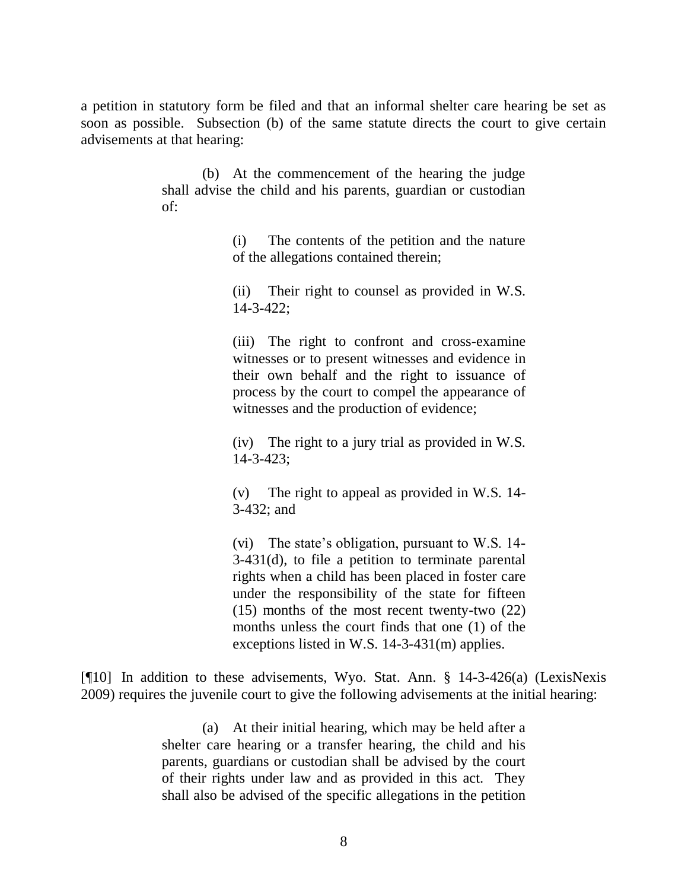a petition in statutory form be filed and that an informal shelter care hearing be set as soon as possible. Subsection (b) of the same statute directs the court to give certain advisements at that hearing:

> (b) At the commencement of the hearing the judge shall advise the child and his parents, guardian or custodian of:
>
> > (i) The contents of the petition and the nature of the allegations contained therein;
> >
> > (ii) Their right to counsel as provided in W.S. 14-3-422;
> >
> > (iii) The right to confront and cross-examine witnesses or to present witnesses and evidence in their own behalf and the right to issuance of process by the court to compel the appearance of witnesses and the production of evidence;
> >
> > (iv) The right to a jury trial as provided in W.S. 14-3-423;
> >
> > (v) The right to appeal as provided in W.S. 14-3-432; and
> >
> > (vi) The state's obligation, pursuant to W.S. 14-3-431(d), to file a petition to terminate parental rights when a child has been placed in foster care under the responsibility of the state for fifteen (15) months of the most recent twenty-two (22) months unless the court finds that one (1) of the exceptions listed in W.S. 14-3-431(m) applies.

[¶10] In addition to these advisements, Wyo. Stat. Ann. § 14-3-426(a) (LexisNexis 2009) requires the juvenile court to give the following advisements at the initial hearing:

> (a) At their initial hearing, which may be held after a shelter care hearing or a transfer hearing, the child and his parents, guardians or custodian shall be advised by the court of their rights under law and as provided in this act. They shall also be advised of the specific allegations in the petition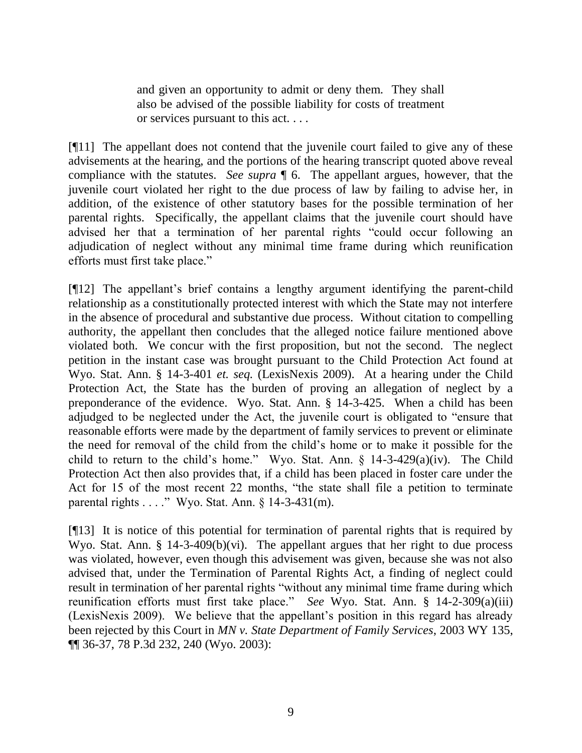> and given an opportunity to admit or deny them. They shall also be advised of the possible liability for costs of treatment or services pursuant to this act. . . .

[¶11] The appellant does not contend that the juvenile court failed to give any of these advisements at the hearing, and the portions of the hearing transcript quoted above reveal compliance with the statutes. *See supra* ¶ 6. The appellant argues, however, that the juvenile court violated her right to the due process of law by failing to advise her, in addition, of the existence of other statutory bases for the possible termination of her parental rights. Specifically, the appellant claims that the juvenile court should have advised her that a termination of her parental rights "could occur following an adjudication of neglect without any minimal time frame during which reunification efforts must first take place."

[¶12] The appellant's brief contains a lengthy argument identifying the parent-child relationship as a constitutionally protected interest with which the State may not interfere in the absence of procedural and substantive due process. Without citation to compelling authority, the appellant then concludes that the alleged notice failure mentioned above violated both. We concur with the first proposition, but not the second. The neglect petition in the instant case was brought pursuant to the Child Protection Act found at Wyo. Stat. Ann. § 14-3-401 *et. seq.* (LexisNexis 2009). At a hearing under the Child Protection Act, the State has the burden of proving an allegation of neglect by a preponderance of the evidence. Wyo. Stat. Ann. § 14-3-425. When a child has been adjudged to be neglected under the Act, the juvenile court is obligated to "ensure that reasonable efforts were made by the department of family services to prevent or eliminate the need for removal of the child from the child's home or to make it possible for the child to return to the child's home." Wyo. Stat. Ann. § 14-3-429(a)(iv). The Child Protection Act then also provides that, if a child has been placed in foster care under the Act for 15 of the most recent 22 months, "the state shall file a petition to terminate parental rights . . . ." Wyo. Stat. Ann. § 14-3-431(m).

[¶13] It is notice of this potential for termination of parental rights that is required by Wyo. Stat. Ann. § 14-3-409(b)(vi). The appellant argues that her right to due process was violated, however, even though this advisement was given, because she was not also advised that, under the Termination of Parental Rights Act, a finding of neglect could result in termination of her parental rights "without any minimal time frame during which reunification efforts must first take place." *See* Wyo. Stat. Ann. § 14-2-309(a)(iii) (LexisNexis 2009). We believe that the appellant's position in this regard has already been rejected by this Court in *MN v. State Department of Family Services*, 2003 WY 135, ¶¶ 36-37, 78 P.3d 232, 240 (Wyo. 2003):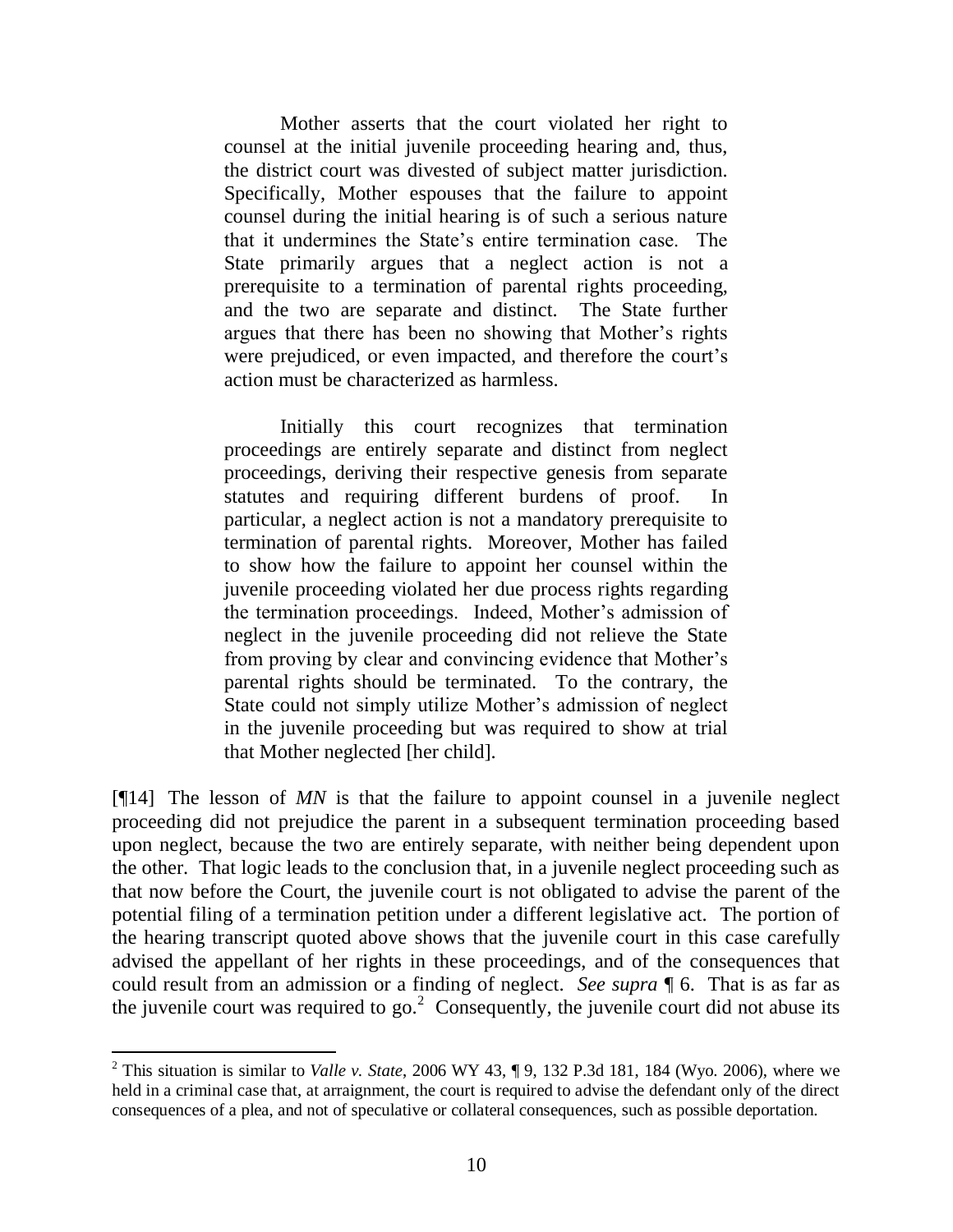> Mother asserts that the court violated her right to counsel at the initial juvenile proceeding hearing and, thus, the district court was divested of subject matter jurisdiction. Specifically, Mother espouses that the failure to appoint counsel during the initial hearing is of such a serious nature that it undermines the State's entire termination case. The State primarily argues that a neglect action is not a prerequisite to a termination of parental rights proceeding, and the two are separate and distinct. The State further argues that there has been no showing that Mother's rights were prejudiced, or even impacted, and therefore the court's action must be characterized as harmless.
>
> Initially this court recognizes that termination proceedings are entirely separate and distinct from neglect proceedings, deriving their respective genesis from separate statutes and requiring different burdens of proof. In particular, a neglect action is not a mandatory prerequisite to termination of parental rights. Moreover, Mother has failed to show how the failure to appoint her counsel within the juvenile proceeding violated her due process rights regarding the termination proceedings. Indeed, Mother's admission of neglect in the juvenile proceeding did not relieve the State from proving by clear and convincing evidence that Mother's parental rights should be terminated. To the contrary, the State could not simply utilize Mother's admission of neglect in the juvenile proceeding but was required to show at trial that Mother neglected [her child].

[¶14] The lesson of *MN* is that the failure to appoint counsel in a juvenile neglect proceeding did not prejudice the parent in a subsequent termination proceeding based upon neglect, because the two are entirely separate, with neither being dependent upon the other. That logic leads to the conclusion that, in a juvenile neglect proceeding such as that now before the Court, the juvenile court is not obligated to advise the parent of the potential filing of a termination petition under a different legislative act. The portion of the hearing transcript quoted above shows that the juvenile court in this case carefully advised the appellant of her rights in these proceedings, and of the consequences that could result from an admission or a finding of neglect. *See supra* ¶ 6. That is as far as the juvenile court was required to go.[2] Consequently, the juvenile court did not abuse its

---

[2] This situation is similar to *Valle v. State*, 2006 WY 43, ¶ 9, 132 P.3d 181, 184 (Wyo. 2006), where we held in a criminal case that, at arraignment, the court is required to advise the defendant only of the direct consequences of a plea, and not of speculative or collateral consequences, such as possible deportation.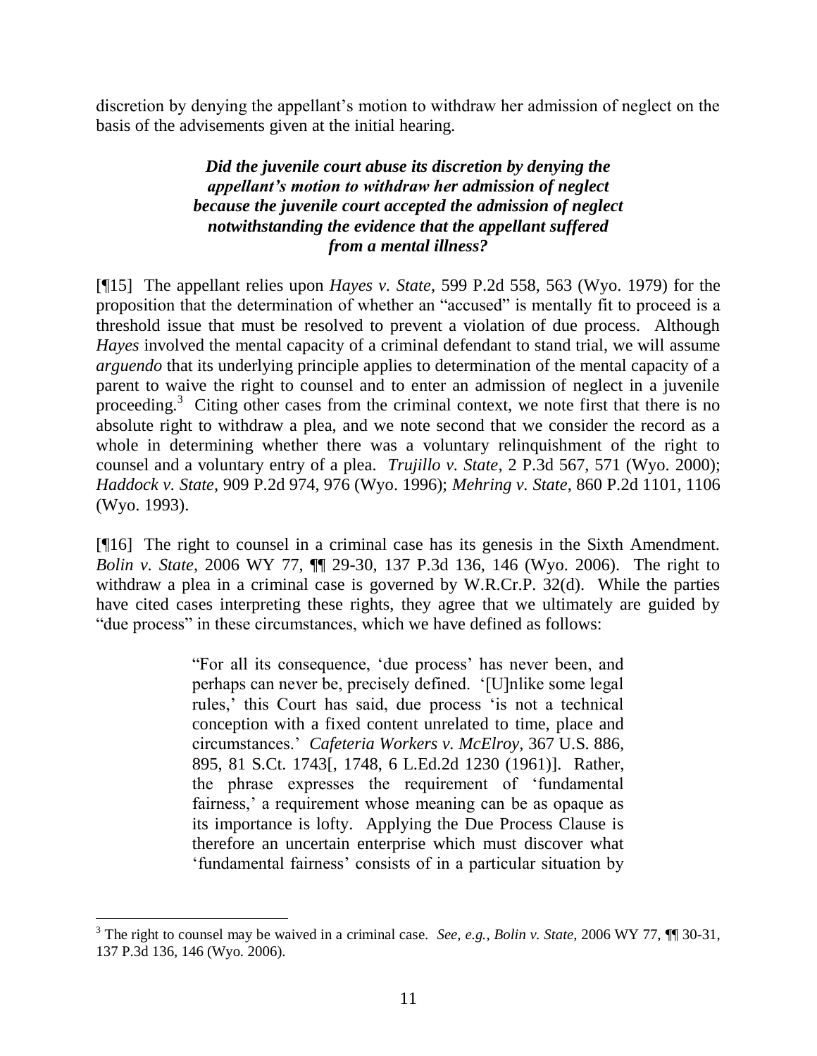discretion by denying the appellant's motion to withdraw her admission of neglect on the basis of the advisements given at the initial hearing.

***Did the juvenile court abuse its discretion by denying the appellant's motion to withdraw her admission of neglect because the juvenile court accepted the admission of neglect notwithstanding the evidence that the appellant suffered from a mental illness?***

[¶15] The appellant relies upon *Hayes v. State*, 599 P.2d 558, 563 (Wyo. 1979) for the proposition that the determination of whether an "accused" is mentally fit to proceed is a threshold issue that must be resolved to prevent a violation of due process. Although *Hayes* involved the mental capacity of a criminal defendant to stand trial, we will assume *arguendo* that its underlying principle applies to determination of the mental capacity of a parent to waive the right to counsel and to enter an admission of neglect in a juvenile proceeding.[3] Citing other cases from the criminal context, we note first that there is no absolute right to withdraw a plea, and we note second that we consider the record as a whole in determining whether there was a voluntary relinquishment of the right to counsel and a voluntary entry of a plea. *Trujillo v. State*, 2 P.3d 567, 571 (Wyo. 2000); *Haddock v. State*, 909 P.2d 974, 976 (Wyo. 1996); *Mehring v. State*, 860 P.2d 1101, 1106 (Wyo. 1993).

[¶16] The right to counsel in a criminal case has its genesis in the Sixth Amendment. *Bolin v. State*, 2006 WY 77, ¶¶ 29-30, 137 P.3d 136, 146 (Wyo. 2006). The right to withdraw a plea in a criminal case is governed by W.R.Cr.P. 32(d). While the parties have cited cases interpreting these rights, they agree that we ultimately are guided by "due process" in these circumstances, which we have defined as follows:

> "For all its consequence, 'due process' has never been, and perhaps can never be, precisely defined. '[U]nlike some legal rules,' this Court has said, due process 'is not a technical conception with a fixed content unrelated to time, place and circumstances.' *Cafeteria Workers v. McElroy*, 367 U.S. 886, 895, 81 S.Ct. 1743[, 1748, 6 L.Ed.2d 1230 (1961)]. Rather, the phrase expresses the requirement of 'fundamental fairness,' a requirement whose meaning can be as opaque as its importance is lofty. Applying the Due Process Clause is therefore an uncertain enterprise which must discover what 'fundamental fairness' consists of in a particular situation by

---

[3] The right to counsel may be waived in a criminal case. *See, e.g., Bolin v. State*, 2006 WY 77, ¶¶ 30-31, 137 P.3d 136, 146 (Wyo. 2006).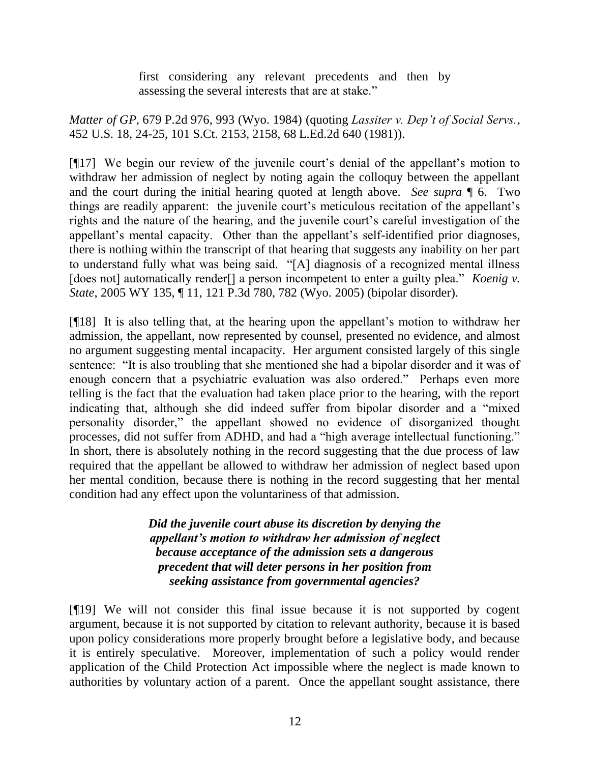> first considering any relevant precedents and then by assessing the several interests that are at stake."

*Matter of GP*, 679 P.2d 976, 993 (Wyo. 1984) (quoting *Lassiter v. Dep't of Social Servs.*, 452 U.S. 18, 24-25, 101 S.Ct. 2153, 2158, 68 L.Ed.2d 640 (1981)).

[¶17] We begin our review of the juvenile court's denial of the appellant's motion to withdraw her admission of neglect by noting again the colloquy between the appellant and the court during the initial hearing quoted at length above. *See supra* ¶ 6. Two things are readily apparent: the juvenile court's meticulous recitation of the appellant's rights and the nature of the hearing, and the juvenile court's careful investigation of the appellant's mental capacity. Other than the appellant's self-identified prior diagnoses, there is nothing within the transcript of that hearing that suggests any inability on her part to understand fully what was being said. "[A] diagnosis of a recognized mental illness [does not] automatically render[] a person incompetent to enter a guilty plea." *Koenig v. State*, 2005 WY 135, ¶ 11, 121 P.3d 780, 782 (Wyo. 2005) (bipolar disorder).

[¶18] It is also telling that, at the hearing upon the appellant's motion to withdraw her admission, the appellant, now represented by counsel, presented no evidence, and almost no argument suggesting mental incapacity. Her argument consisted largely of this single sentence: "It is also troubling that she mentioned she had a bipolar disorder and it was of enough concern that a psychiatric evaluation was also ordered." Perhaps even more telling is the fact that the evaluation had taken place prior to the hearing, with the report indicating that, although she did indeed suffer from bipolar disorder and a "mixed personality disorder," the appellant showed no evidence of disorganized thought processes, did not suffer from ADHD, and had a "high average intellectual functioning." In short, there is absolutely nothing in the record suggesting that the due process of law required that the appellant be allowed to withdraw her admission of neglect based upon her mental condition, because there is nothing in the record suggesting that her mental condition had any effect upon the voluntariness of that admission.

***Did the juvenile court abuse its discretion by denying the appellant's motion to withdraw her admission of neglect because acceptance of the admission sets a dangerous precedent that will deter persons in her position from seeking assistance from governmental agencies?***

[¶19] We will not consider this final issue because it is not supported by cogent argument, because it is not supported by citation to relevant authority, because it is based upon policy considerations more properly brought before a legislative body, and because it is entirely speculative. Moreover, implementation of such a policy would render application of the Child Protection Act impossible where the neglect is made known to authorities by voluntary action of a parent. Once the appellant sought assistance, there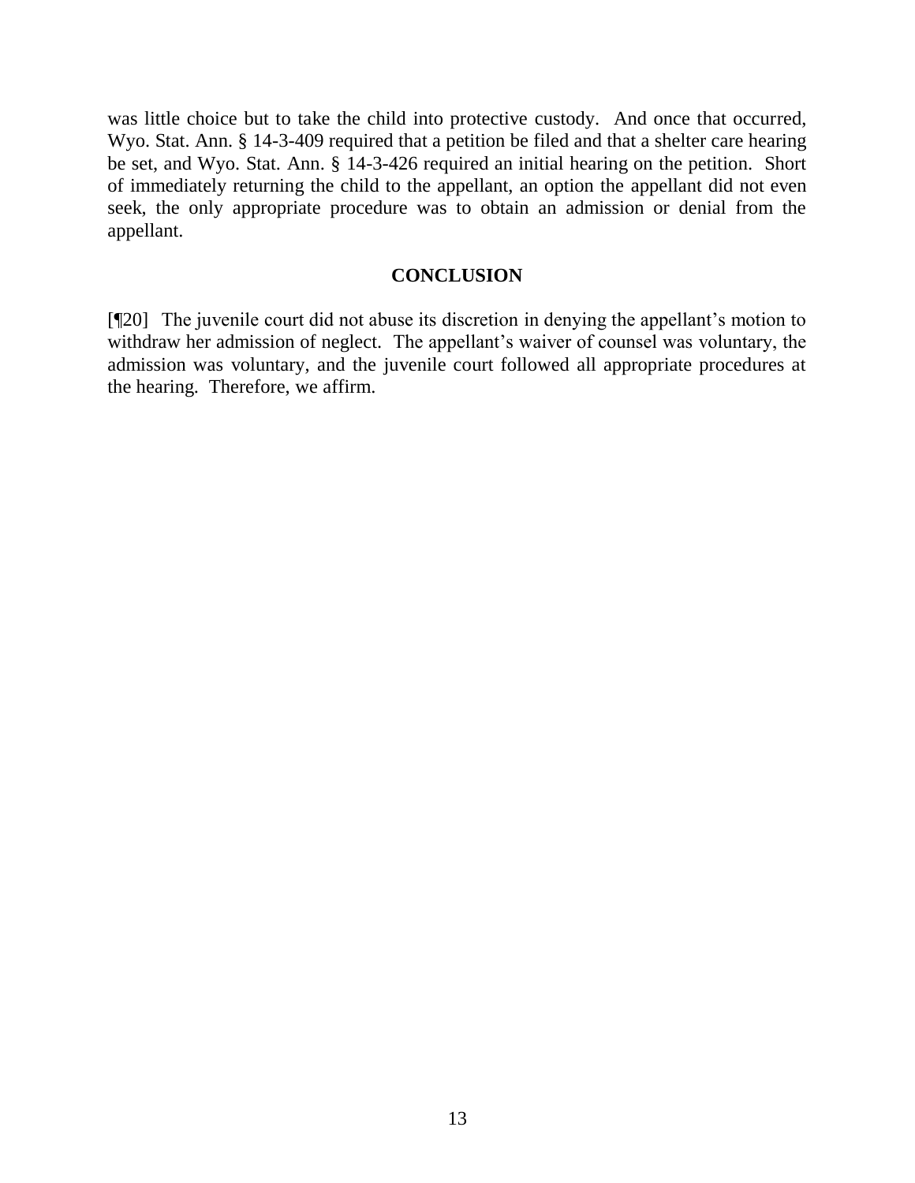was little choice but to take the child into protective custody. And once that occurred, Wyo. Stat. Ann. § 14-3-409 required that a petition be filed and that a shelter care hearing be set, and Wyo. Stat. Ann. § 14-3-426 required an initial hearing on the petition. Short of immediately returning the child to the appellant, an option the appellant did not even seek, the only appropriate procedure was to obtain an admission or denial from the appellant.

## CONCLUSION

[¶20] The juvenile court did not abuse its discretion in denying the appellant's motion to withdraw her admission of neglect. The appellant's waiver of counsel was voluntary, the admission was voluntary, and the juvenile court followed all appropriate procedures at the hearing. Therefore, we affirm.